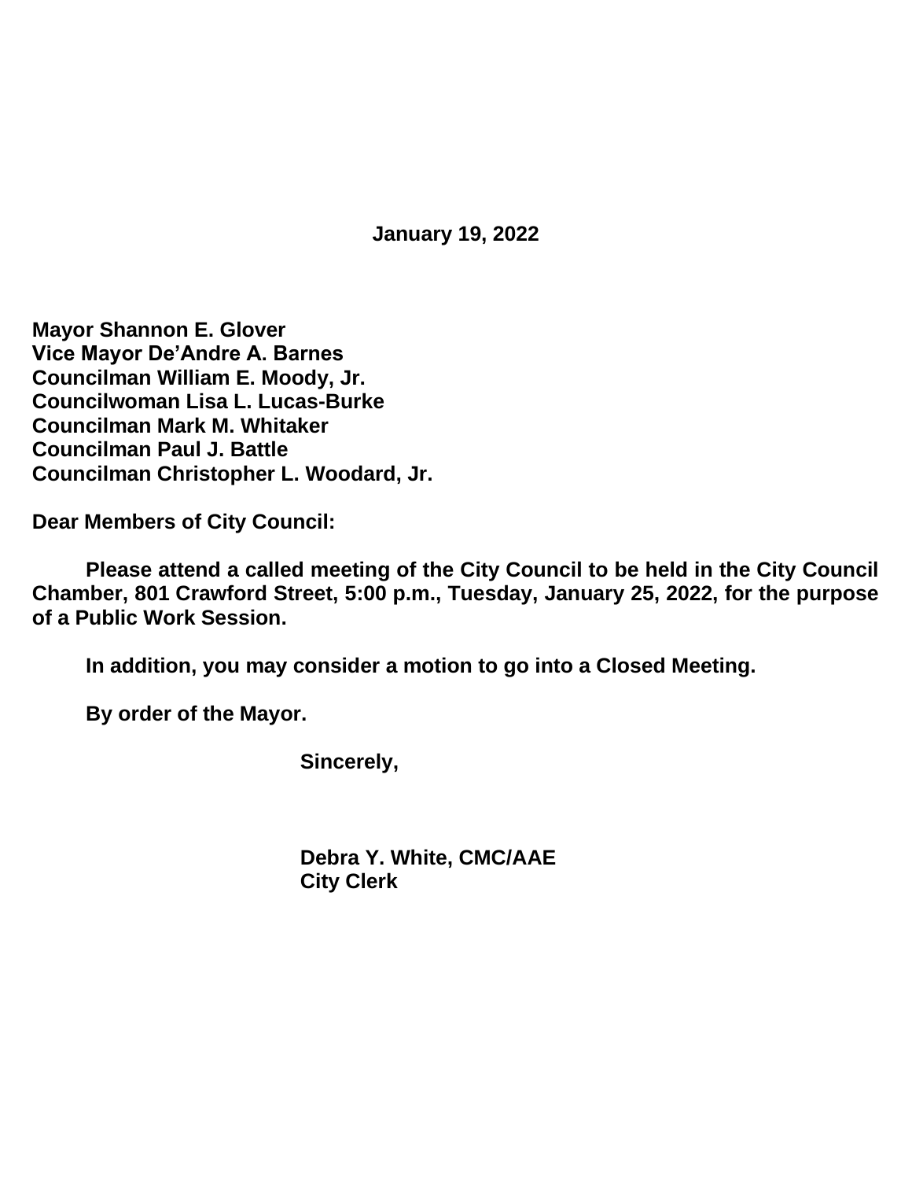**January 19, 2022**

**Mayor Shannon E. Glover**
**Vice Mayor De'Andre A. Barnes**
**Councilman William E. Moody, Jr.**
**Councilwoman Lisa L. Lucas-Burke**
**Councilman Mark M. Whitaker**
**Councilman Paul J. Battle**
**Councilman Christopher L. Woodard, Jr.**

**Dear Members of City Council:**

**Please attend a called meeting of the City Council to be held in the City Council Chamber, 801 Crawford Street, 5:00 p.m., Tuesday, January 25, 2022, for the purpose of a Public Work Session.**

**In addition, you may consider a motion to go into a Closed Meeting.**

**By order of the Mayor.**

**Sincerely,**

**Debra Y. White, CMC/AAE**
**City Clerk**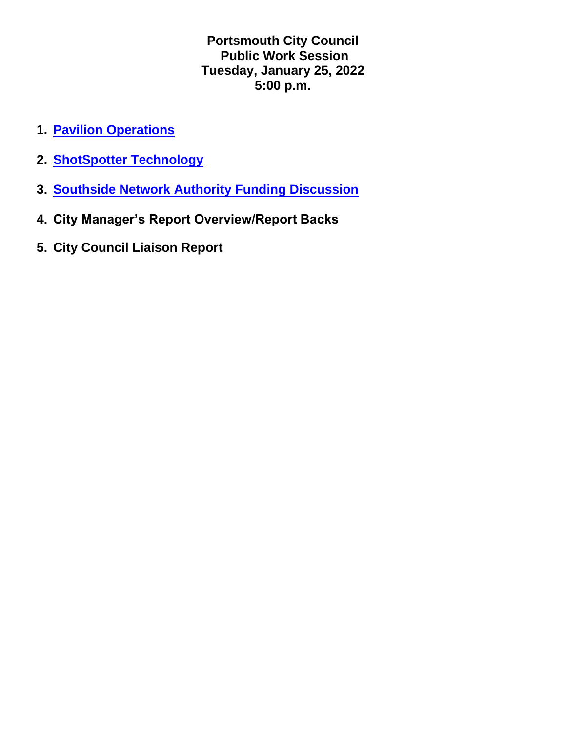# Portsmouth City Council
## Public Work Session
## Tuesday, January 25, 2022
## 5:00 p.m.

1. **Pavilion Operations**
2. **ShotSpotter Technology**
3. **Southside Network Authority Funding Discussion**
4. **City Manager's Report Overview/Report Backs**
5. **City Council Liaison Report**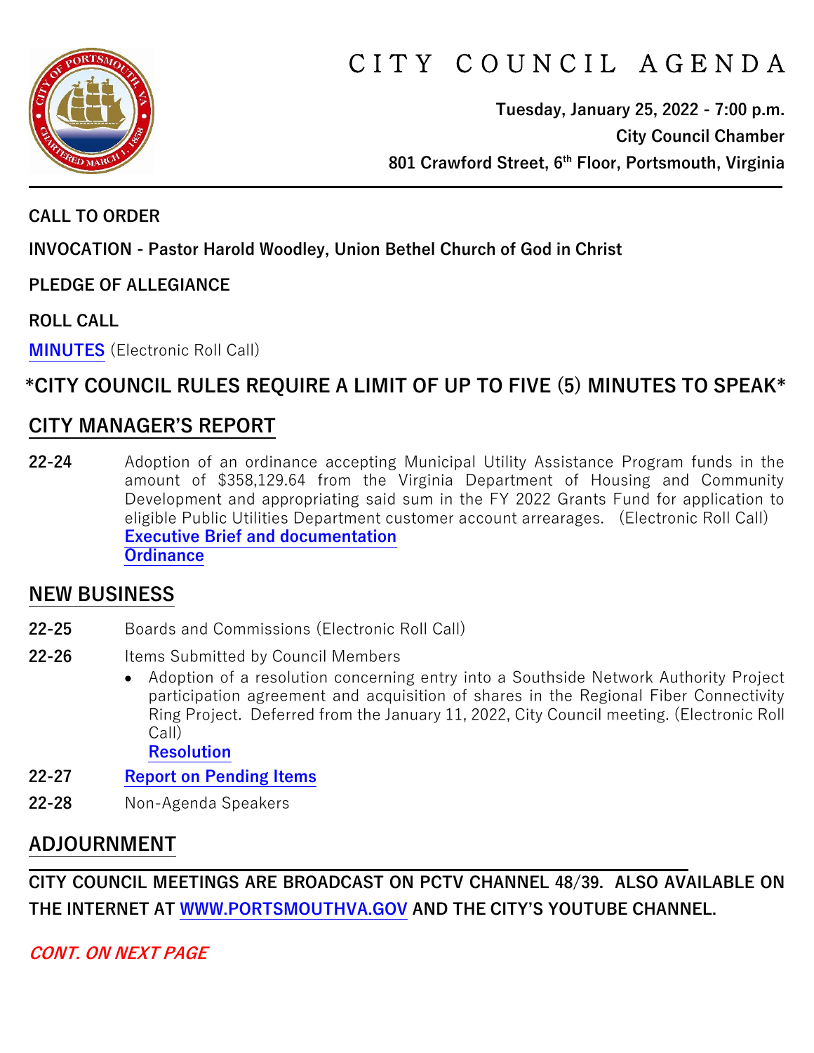# CITY COUNCIL AGENDA

**Tuesday, January 25, 2022 - 7:00 p.m.**
**City Council Chamber**
**801 Crawford Street, 6th Floor, Portsmouth, Virginia**

---

**CALL TO ORDER**

**INVOCATION - Pastor Harold Woodley, Union Bethel Church of God in Christ**

**PLEDGE OF ALLEGIANCE**

**ROLL CALL**

**MINUTES** (Electronic Roll Call)

## *CITY COUNCIL RULES REQUIRE A LIMIT OF UP TO FIVE (5) MINUTES TO SPEAK*

## CITY MANAGER'S REPORT

**22-24** Adoption of an ordinance accepting Municipal Utility Assistance Program funds in the amount of $358,129.64 from the Virginia Department of Housing and Community Development and appropriating said sum in the FY 2022 Grants Fund for application to eligible Public Utilities Department customer account arrearages. (Electronic Roll Call)
**Executive Brief and documentation**
**Ordinance**

## NEW BUSINESS

**22-25** Boards and Commissions (Electronic Roll Call)

**22-26** Items Submitted by Council Members

- Adoption of a resolution concerning entry into a Southside Network Authority Project participation agreement and acquisition of shares in the Regional Fiber Connectivity Ring Project. Deferred from the January 11, 2022, City Council meeting. (Electronic Roll Call)
  **Resolution**

**22-27** **Report on Pending Items**

**22-28** Non-Agenda Speakers

## ADJOURNMENT

---

**CITY COUNCIL MEETINGS ARE BROADCAST ON PCTV CHANNEL 48/39. ALSO AVAILABLE ON THE INTERNET AT WWW.PORTSMOUTHVA.GOV AND THE CITY'S YOUTUBE CHANNEL.**

***CONT. ON NEXT PAGE***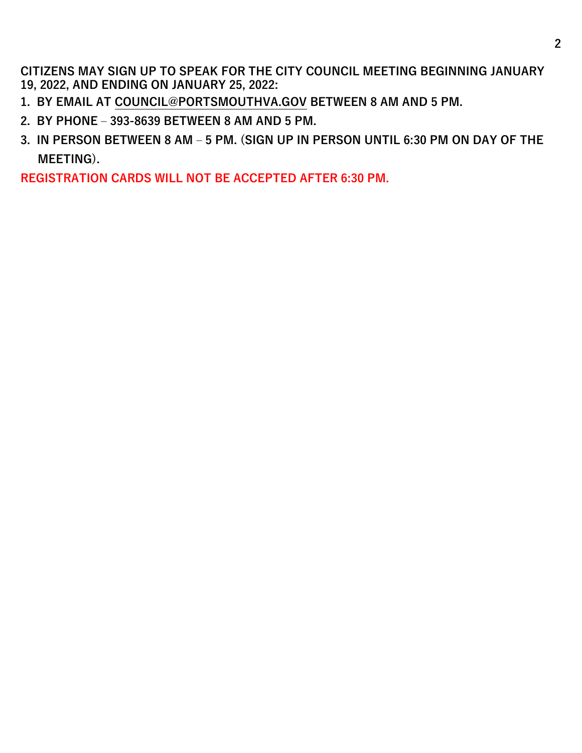**CITIZENS MAY SIGN UP TO SPEAK FOR THE CITY COUNCIL MEETING BEGINNING JANUARY 19, 2022, AND ENDING ON JANUARY 25, 2022:**

1. **BY EMAIL AT COUNCIL@PORTSMOUTHVA.GOV BETWEEN 8 AM AND 5 PM.**
2. **BY PHONE – 393-8639 BETWEEN 8 AM AND 5 PM.**
3. **IN PERSON BETWEEN 8 AM – 5 PM. (SIGN UP IN PERSON UNTIL 6:30 PM ON DAY OF THE MEETING).**

**REGISTRATION CARDS WILL NOT BE ACCEPTED AFTER 6:30 PM.**